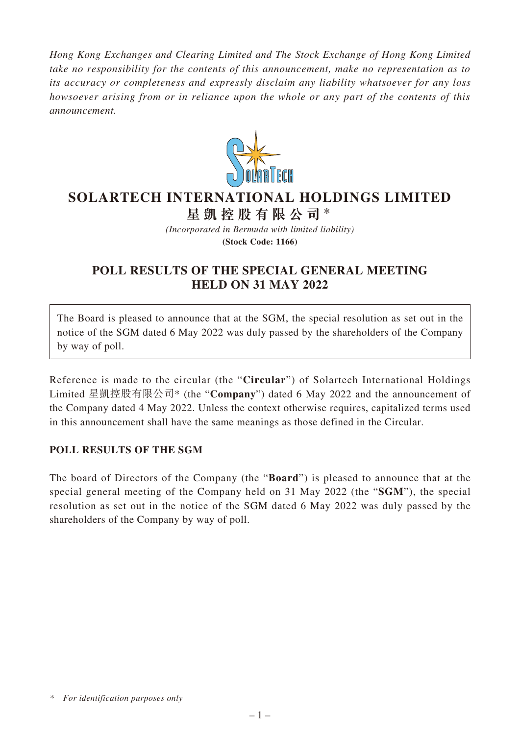*Hong Kong Exchanges and Clearing Limited and The Stock Exchange of Hong Kong Limited take no responsibility for the contents of this announcement, make no representation as to its accuracy or completeness and expressly disclaim any liability whatsoever for any loss howsoever arising from or in reliance upon the whole or any part of the contents of this announcement.*

# SOLARTECH INTERNATIONAL HOLDINGS LIMITED

# 星凱控股有限公司*

*(Incorporated in Bermuda with limited liability)*

**(Stock Code: 1166)**

## POLL RESULTS OF THE SPECIAL GENERAL MEETING HELD ON 31 MAY 2022

The Board is pleased to announce that at the SGM, the special resolution as set out in the notice of the SGM dated 6 May 2022 was duly passed by the shareholders of the Company by way of poll.

Reference is made to the circular (the "**Circular**") of Solartech International Holdings Limited 星凱控股有限公司* (the "**Company**") dated 6 May 2022 and the announcement of the Company dated 4 May 2022. Unless the context otherwise requires, capitalized terms used in this announcement shall have the same meanings as those defined in the Circular.

### POLL RESULTS OF THE SGM

The board of Directors of the Company (the "**Board**") is pleased to announce that at the special general meeting of the Company held on 31 May 2022 (the "**SGM**"), the special resolution as set out in the notice of the SGM dated 6 May 2022 was duly passed by the shareholders of the Company by way of poll.

\* *For identification purposes only*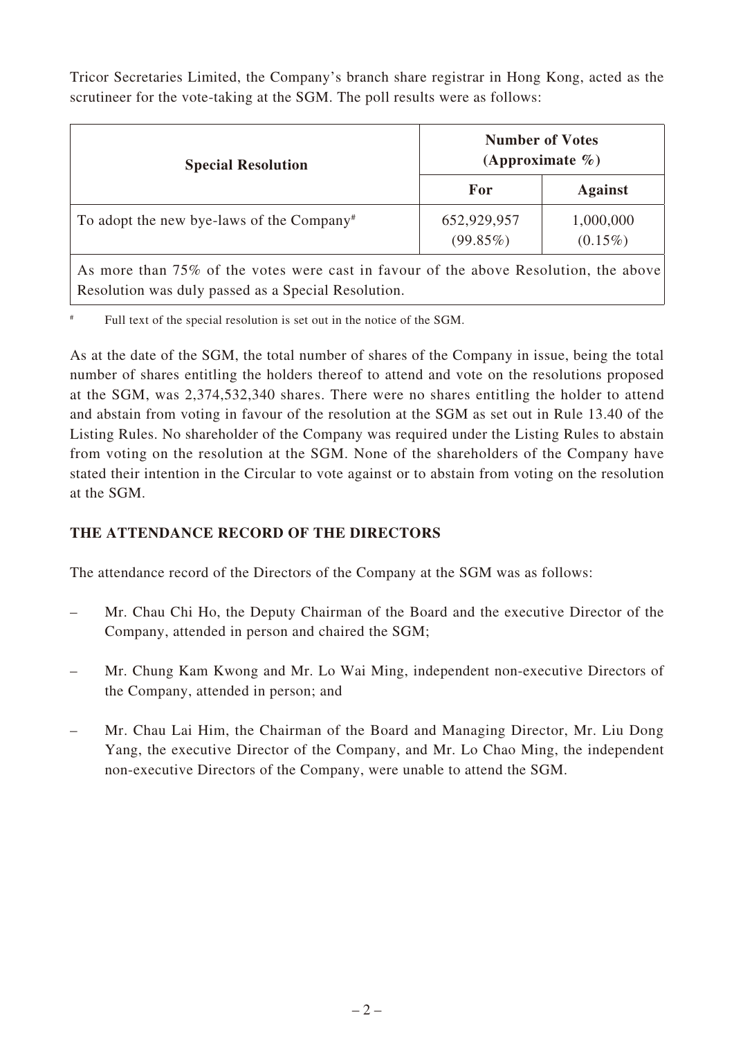Tricor Secretaries Limited, the Company's branch share registrar in Hong Kong, acted as the scrutineer for the vote-taking at the SGM. The poll results were as follows:

| **Special Resolution** | **Number of Votes (Approximate %)** | |
|---|---|---|
| | **For** | **Against** |
| To adopt the new bye-laws of the Company# | 652,929,957 (99.85%) | 1,000,000 (0.15%) |
| As more than 75% of the votes were cast in favour of the above Resolution, the above Resolution was duly passed as a Special Resolution. | | |

# Full text of the special resolution is set out in the notice of the SGM.

As at the date of the SGM, the total number of shares of the Company in issue, being the total number of shares entitling the holders thereof to attend and vote on the resolutions proposed at the SGM, was 2,374,532,340 shares. There were no shares entitling the holder to attend and abstain from voting in favour of the resolution at the SGM as set out in Rule 13.40 of the Listing Rules. No shareholder of the Company was required under the Listing Rules to abstain from voting on the resolution at the SGM. None of the shareholders of the Company have stated their intention in the Circular to vote against or to abstain from voting on the resolution at the SGM.

## THE ATTENDANCE RECORD OF THE DIRECTORS

The attendance record of the Directors of the Company at the SGM was as follows:

– Mr. Chau Chi Ho, the Deputy Chairman of the Board and the executive Director of the Company, attended in person and chaired the SGM;

– Mr. Chung Kam Kwong and Mr. Lo Wai Ming, independent non-executive Directors of the Company, attended in person; and

– Mr. Chau Lai Him, the Chairman of the Board and Managing Director, Mr. Liu Dong Yang, the executive Director of the Company, and Mr. Lo Chao Ming, the independent non-executive Directors of the Company, were unable to attend the SGM.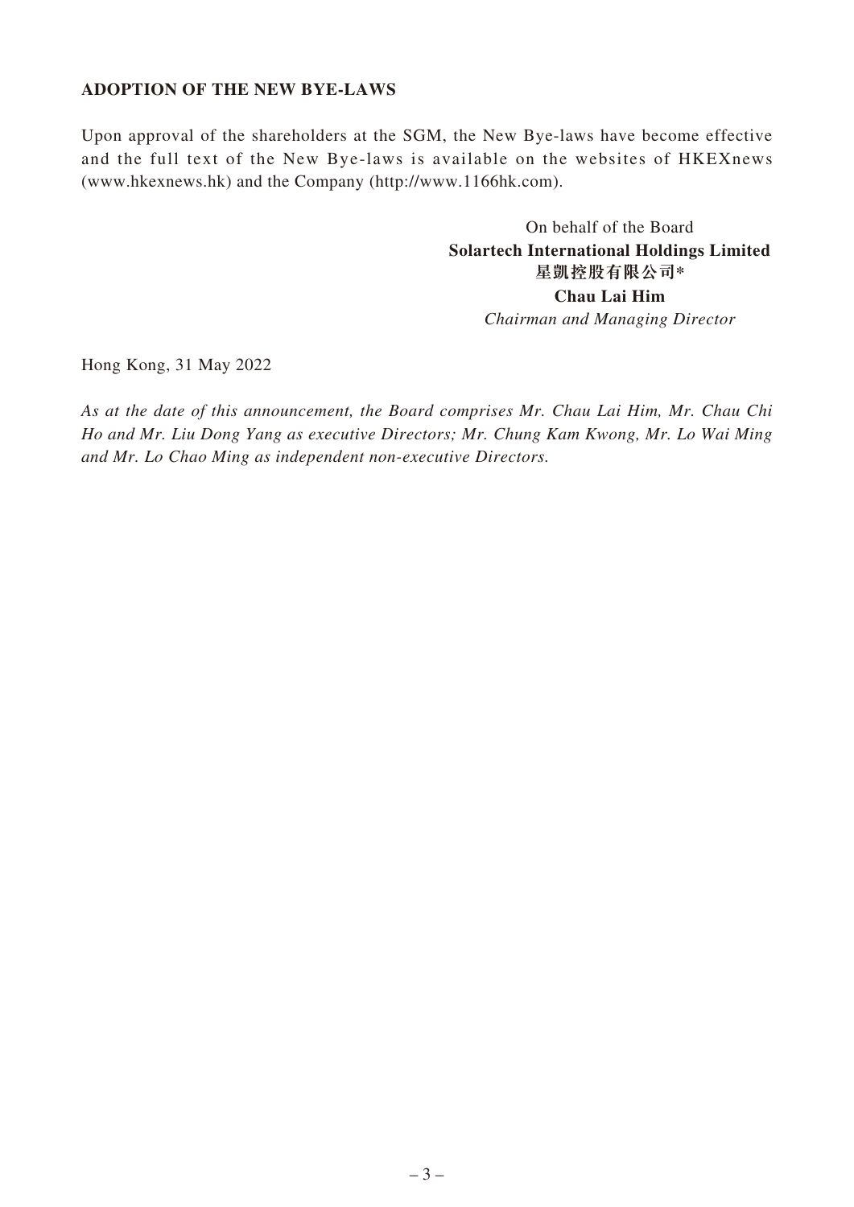**ADOPTION OF THE NEW BYE-LAWS**

Upon approval of the shareholders at the SGM, the New Bye-laws have become effective and the full text of the New Bye-laws is available on the websites of HKEXnews (www.hkexnews.hk) and the Company (http://www.1166hk.com).

On behalf of the Board
**Solartech International Holdings Limited**
**星凱控股有限公司***
**Chau Lai Him**
*Chairman and Managing Director*

Hong Kong, 31 May 2022

*As at the date of this announcement, the Board comprises Mr. Chau Lai Him, Mr. Chau Chi Ho and Mr. Liu Dong Yang as executive Directors; Mr. Chung Kam Kwong, Mr. Lo Wai Ming and Mr. Lo Chao Ming as independent non-executive Directors.*